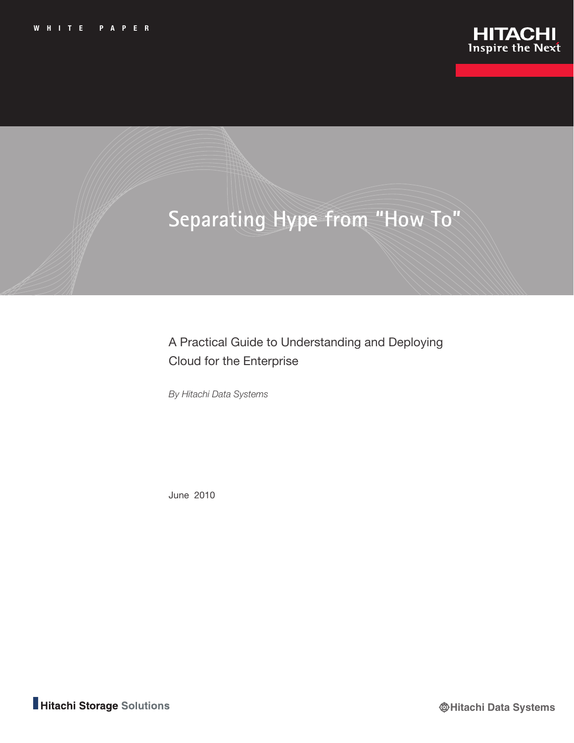WHITE PAPER

HITACHI
Inspire the Next

# Separating Hype from "How To"

A Practical Guide to Understanding and Deploying Cloud for the Enterprise

*By Hitachi Data Systems*

June 2010

Hitachi Storage Solutions

Hitachi Data Systems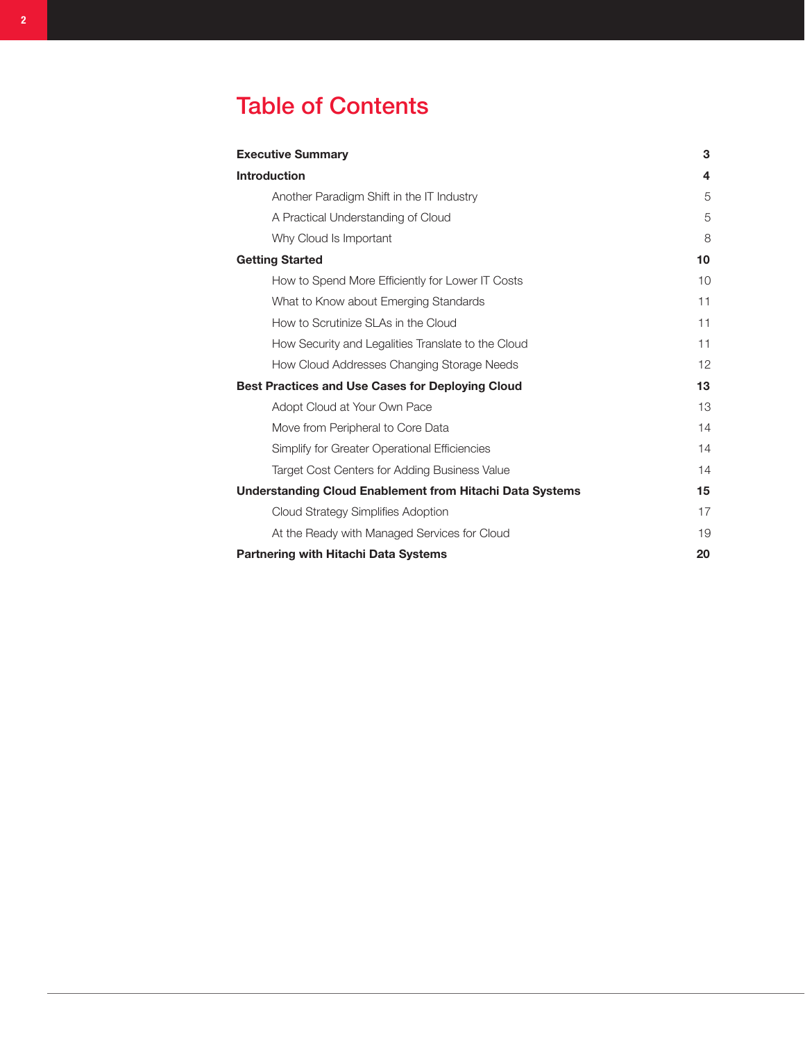# Table of Contents

| | |
|---|---|
| **Executive Summary** | **3** |
| **Introduction** | **4** |
| Another Paradigm Shift in the IT Industry | 5 |
| A Practical Understanding of Cloud | 5 |
| Why Cloud Is Important | 8 |
| **Getting Started** | **10** |
| How to Spend More Efficiently for Lower IT Costs | 10 |
| What to Know about Emerging Standards | 11 |
| How to Scrutinize SLAs in the Cloud | 11 |
| How Security and Legalities Translate to the Cloud | 11 |
| How Cloud Addresses Changing Storage Needs | 12 |
| **Best Practices and Use Cases for Deploying Cloud** | **13** |
| Adopt Cloud at Your Own Pace | 13 |
| Move from Peripheral to Core Data | 14 |
| Simplify for Greater Operational Efficiencies | 14 |
| Target Cost Centers for Adding Business Value | 14 |
| **Understanding Cloud Enablement from Hitachi Data Systems** | **15** |
| Cloud Strategy Simplifies Adoption | 17 |
| At the Ready with Managed Services for Cloud | 19 |
| **Partnering with Hitachi Data Systems** | **20** |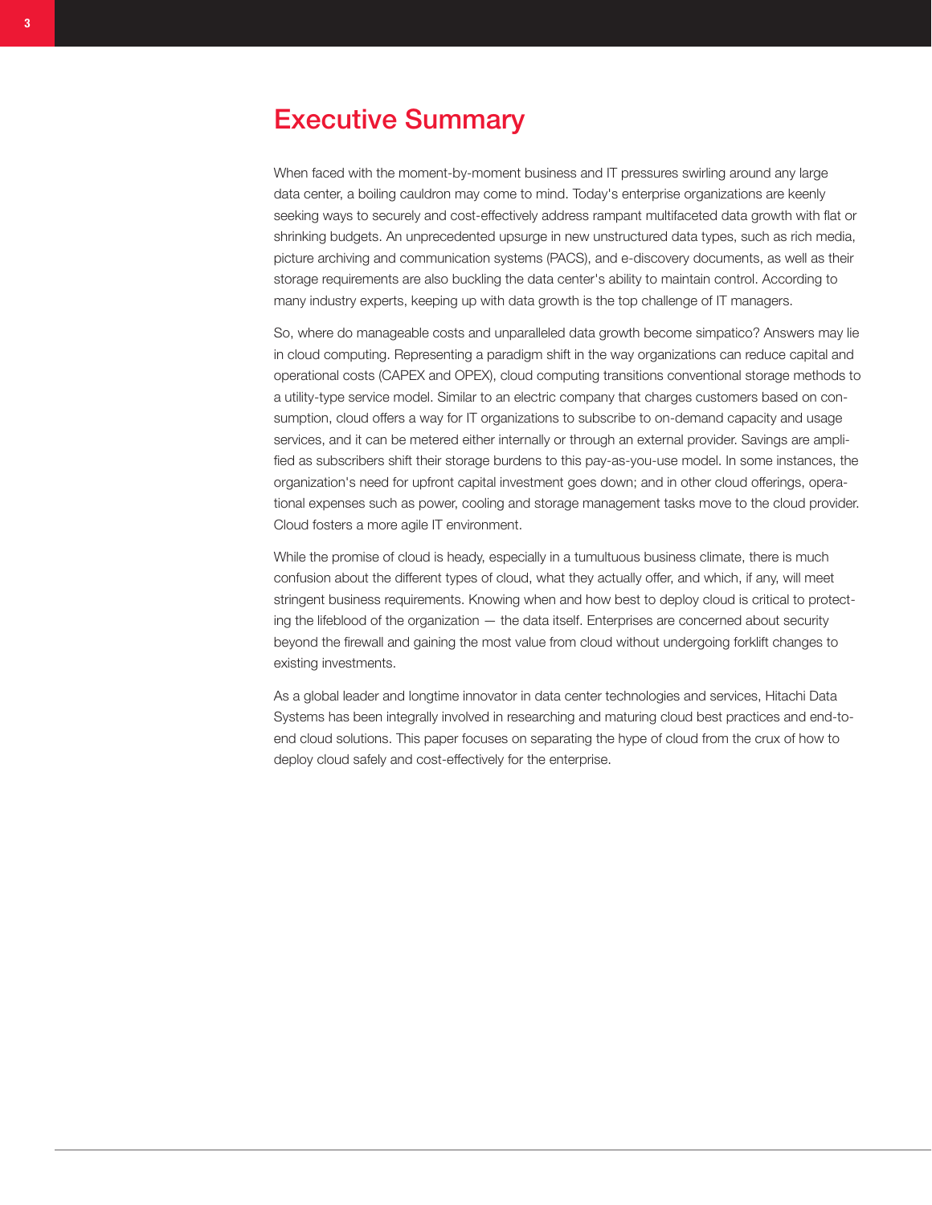# Executive Summary

When faced with the moment-by-moment business and IT pressures swirling around any large data center, a boiling cauldron may come to mind. Today's enterprise organizations are keenly seeking ways to securely and cost-effectively address rampant multifaceted data growth with flat or shrinking budgets. An unprecedented upsurge in new unstructured data types, such as rich media, picture archiving and communication systems (PACS), and e-discovery documents, as well as their storage requirements are also buckling the data center's ability to maintain control. According to many industry experts, keeping up with data growth is the top challenge of IT managers.

So, where do manageable costs and unparalleled data growth become simpatico? Answers may lie in cloud computing. Representing a paradigm shift in the way organizations can reduce capital and operational costs (CAPEX and OPEX), cloud computing transitions conventional storage methods to a utility-type service model. Similar to an electric company that charges customers based on consumption, cloud offers a way for IT organizations to subscribe to on-demand capacity and usage services, and it can be metered either internally or through an external provider. Savings are amplified as subscribers shift their storage burdens to this pay-as-you-use model. In some instances, the organization's need for upfront capital investment goes down; and in other cloud offerings, operational expenses such as power, cooling and storage management tasks move to the cloud provider. Cloud fosters a more agile IT environment.

While the promise of cloud is heady, especially in a tumultuous business climate, there is much confusion about the different types of cloud, what they actually offer, and which, if any, will meet stringent business requirements. Knowing when and how best to deploy cloud is critical to protecting the lifeblood of the organization — the data itself. Enterprises are concerned about security beyond the firewall and gaining the most value from cloud without undergoing forklift changes to existing investments.

As a global leader and longtime innovator in data center technologies and services, Hitachi Data Systems has been integrally involved in researching and maturing cloud best practices and end-to-end cloud solutions. This paper focuses on separating the hype of cloud from the crux of how to deploy cloud safely and cost-effectively for the enterprise.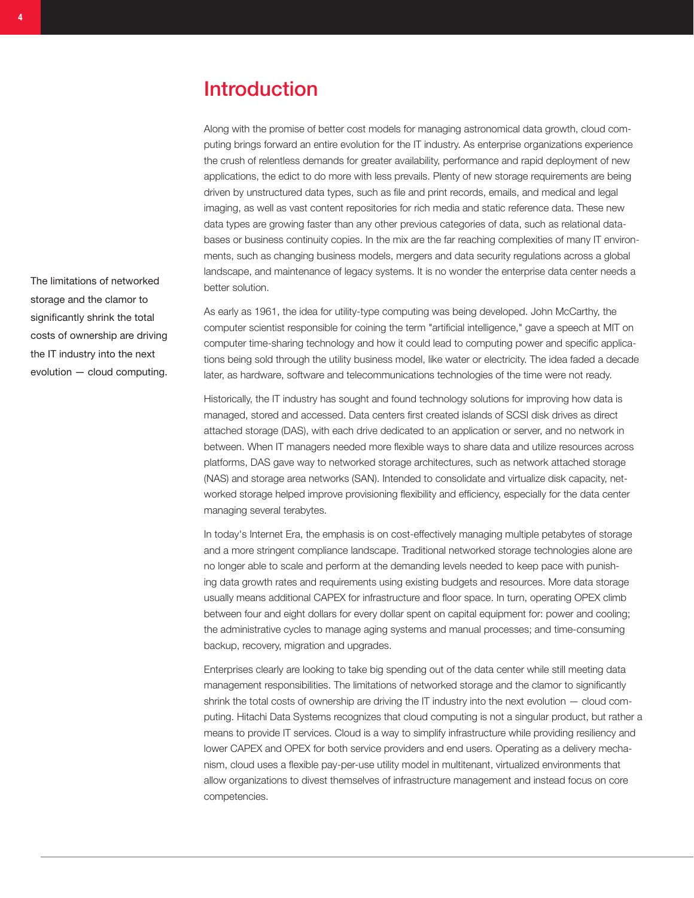# Introduction

The limitations of networked storage and the clamor to significantly shrink the total costs of ownership are driving the IT industry into the next evolution — cloud computing.

Along with the promise of better cost models for managing astronomical data growth, cloud computing brings forward an entire evolution for the IT industry. As enterprise organizations experience the crush of relentless demands for greater availability, performance and rapid deployment of new applications, the edict to do more with less prevails. Plenty of new storage requirements are being driven by unstructured data types, such as file and print records, emails, and medical and legal imaging, as well as vast content repositories for rich media and static reference data. These new data types are growing faster than any other previous categories of data, such as relational databases or business continuity copies. In the mix are the far reaching complexities of many IT environments, such as changing business models, mergers and data security regulations across a global landscape, and maintenance of legacy systems. It is no wonder the enterprise data center needs a better solution.

As early as 1961, the idea for utility-type computing was being developed. John McCarthy, the computer scientist responsible for coining the term "artificial intelligence," gave a speech at MIT on computer time-sharing technology and how it could lead to computing power and specific applications being sold through the utility business model, like water or electricity. The idea faded a decade later, as hardware, software and telecommunications technologies of the time were not ready.

Historically, the IT industry has sought and found technology solutions for improving how data is managed, stored and accessed. Data centers first created islands of SCSI disk drives as direct attached storage (DAS), with each drive dedicated to an application or server, and no network in between. When IT managers needed more flexible ways to share data and utilize resources across platforms, DAS gave way to networked storage architectures, such as network attached storage (NAS) and storage area networks (SAN). Intended to consolidate and virtualize disk capacity, networked storage helped improve provisioning flexibility and efficiency, especially for the data center managing several terabytes.

In today's Internet Era, the emphasis is on cost-effectively managing multiple petabytes of storage and a more stringent compliance landscape. Traditional networked storage technologies alone are no longer able to scale and perform at the demanding levels needed to keep pace with punishing data growth rates and requirements using existing budgets and resources. More data storage usually means additional CAPEX for infrastructure and floor space. In turn, operating OPEX climb between four and eight dollars for every dollar spent on capital equipment for: power and cooling; the administrative cycles to manage aging systems and manual processes; and time-consuming backup, recovery, migration and upgrades.

Enterprises clearly are looking to take big spending out of the data center while still meeting data management responsibilities. The limitations of networked storage and the clamor to significantly shrink the total costs of ownership are driving the IT industry into the next evolution — cloud computing. Hitachi Data Systems recognizes that cloud computing is not a singular product, but rather a means to provide IT services. Cloud is a way to simplify infrastructure while providing resiliency and lower CAPEX and OPEX for both service providers and end users. Operating as a delivery mechanism, cloud uses a flexible pay-per-use utility model in multitenant, virtualized environments that allow organizations to divest themselves of infrastructure management and instead focus on core competencies.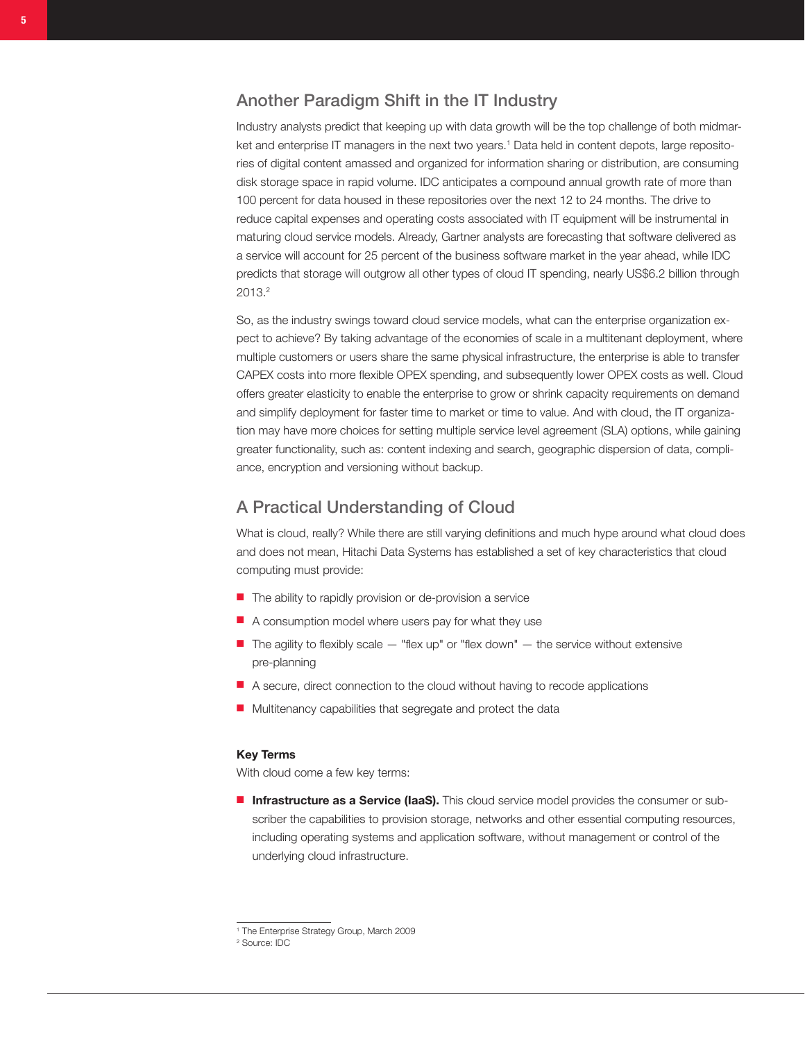## Another Paradigm Shift in the IT Industry

Industry analysts predict that keeping up with data growth will be the top challenge of both midmarket and enterprise IT managers in the next two years.[1] Data held in content depots, large repositories of digital content amassed and organized for information sharing or distribution, are consuming disk storage space in rapid volume. IDC anticipates a compound annual growth rate of more than 100 percent for data housed in these repositories over the next 12 to 24 months. The drive to reduce capital expenses and operating costs associated with IT equipment will be instrumental in maturing cloud service models. Already, Gartner analysts are forecasting that software delivered as a service will account for 25 percent of the business software market in the year ahead, while IDC predicts that storage will outgrow all other types of cloud IT spending, nearly US$6.2 billion through 2013.[2]

So, as the industry swings toward cloud service models, what can the enterprise organization expect to achieve? By taking advantage of the economies of scale in a multitenant deployment, where multiple customers or users share the same physical infrastructure, the enterprise is able to transfer CAPEX costs into more flexible OPEX spending, and subsequently lower OPEX costs as well. Cloud offers greater elasticity to enable the enterprise to grow or shrink capacity requirements on demand and simplify deployment for faster time to market or time to value. And with cloud, the IT organization may have more choices for setting multiple service level agreement (SLA) options, while gaining greater functionality, such as: content indexing and search, geographic dispersion of data, compliance, encryption and versioning without backup.

## A Practical Understanding of Cloud

What is cloud, really? While there are still varying definitions and much hype around what cloud does and does not mean, Hitachi Data Systems has established a set of key characteristics that cloud computing must provide:

- The ability to rapidly provision or de-provision a service
- A consumption model where users pay for what they use
- The agility to flexibly scale — "flex up" or "flex down" — the service without extensive pre-planning
- A secure, direct connection to the cloud without having to recode applications
- Multitenancy capabilities that segregate and protect the data

**Key Terms**

With cloud come a few key terms:

- **Infrastructure as a Service (IaaS).** This cloud service model provides the consumer or subscriber the capabilities to provision storage, networks and other essential computing resources, including operating systems and application software, without management or control of the underlying cloud infrastructure.

---

[1] The Enterprise Strategy Group, March 2009

[2] Source: IDC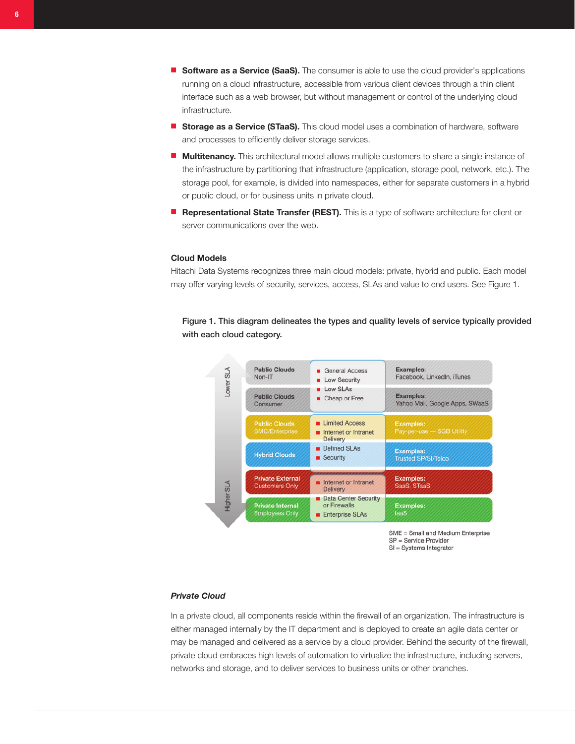- **Software as a Service (SaaS).** The consumer is able to use the cloud provider's applications running on a cloud infrastructure, accessible from various client devices through a thin client interface such as a web browser, but without management or control of the underlying cloud infrastructure.
- **Storage as a Service (STaaS).** This cloud model uses a combination of hardware, software and processes to efficiently deliver storage services.
- **Multitenancy.** This architectural model allows multiple customers to share a single instance of the infrastructure by partitioning that infrastructure (application, storage pool, network, etc.). The storage pool, for example, is divided into namespaces, either for separate customers in a hybrid or public cloud, or for business units in private cloud.
- **Representational State Transfer (REST).** This is a type of software architecture for client or server communications over the web.

### Cloud Models

Hitachi Data Systems recognizes three main cloud models: private, hybrid and public. Each model may offer varying levels of security, services, access, SLAs and value to end users. See Figure 1.

**Figure 1. This diagram delineates the types and quality levels of service typically provided with each cloud category.**

| Cloud Category | Characteristics | Examples |
|---|---|---|
| Public Clouds Non-IT | General Access; Low Security; Low SLAs; Cheap or Free | Facebook, LinkedIn, iTunes |
| Public Clouds Consumer | | Yahoo Mail, Google Apps, SWaaS |
| Public Clouds SMC/Enterprise | Limited Access; Internet or Intranet Delivery; Defined SLAs; Security | Pay-per-use — $GB Utility |
| Hybrid Clouds | | Trusted SP/SI/Telco |
| Private External Customers Only | Internet or Intranet Delivery; Data Center Security or Firewalls; Enterprise SLAs | SaaS, STaaS |
| Private Internal Employees Only | | IaaS |

Lower SLA (top) → Higher SLA (bottom)

SME = Small and Medium Enterprise
SP = Service Provider
SI = Systems Integrator

#### *Private Cloud*

In a private cloud, all components reside within the firewall of an organization. The infrastructure is either managed internally by the IT department and is deployed to create an agile data center or may be managed and delivered as a service by a cloud provider. Behind the security of the firewall, private cloud embraces high levels of automation to virtualize the infrastructure, including servers, networks and storage, and to deliver services to business units or other branches.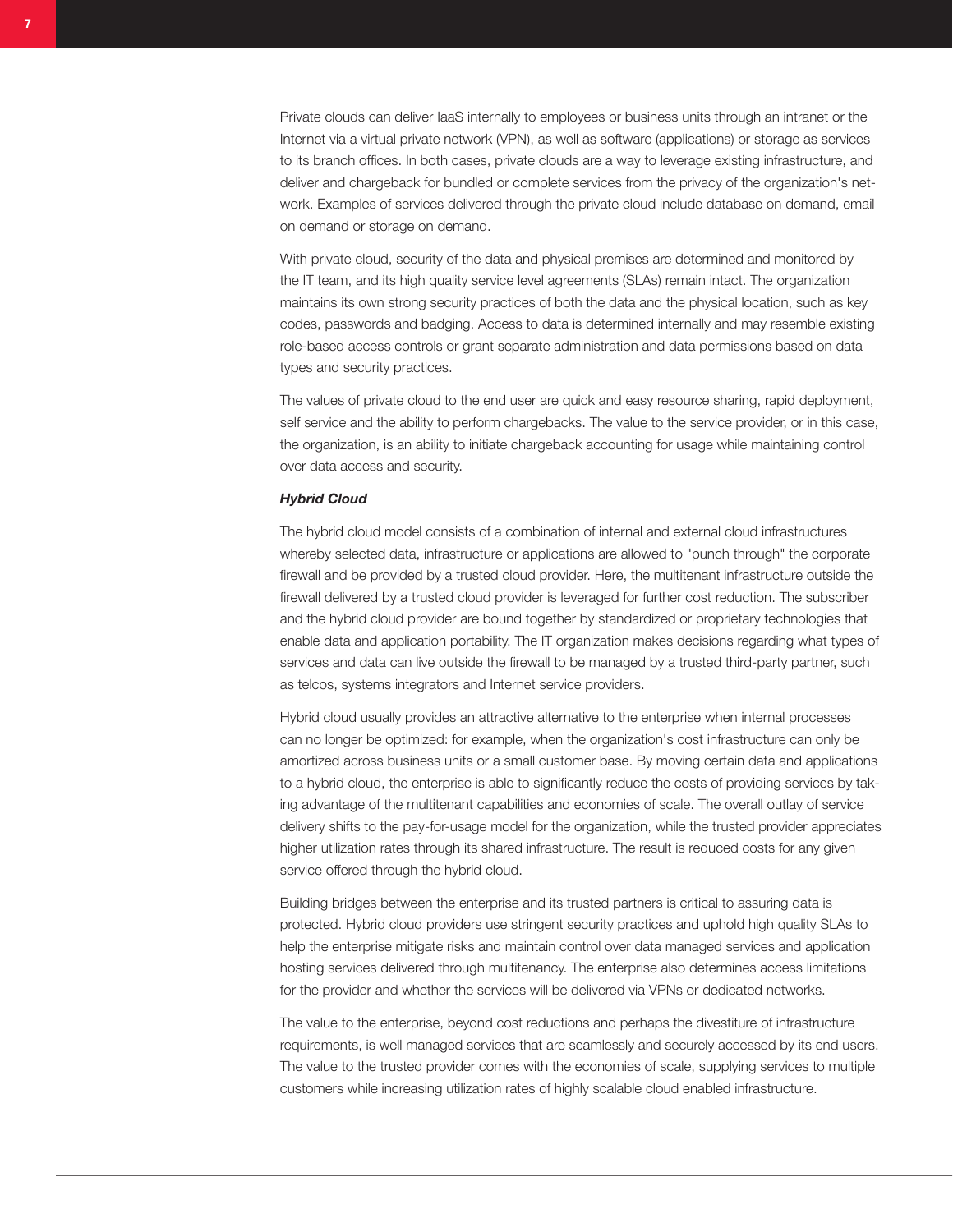Private clouds can deliver IaaS internally to employees or business units through an intranet or the Internet via a virtual private network (VPN), as well as software (applications) or storage as services to its branch offices. In both cases, private clouds are a way to leverage existing infrastructure, and deliver and chargeback for bundled or complete services from the privacy of the organization's network. Examples of services delivered through the private cloud include database on demand, email on demand or storage on demand.

With private cloud, security of the data and physical premises are determined and monitored by the IT team, and its high quality service level agreements (SLAs) remain intact. The organization maintains its own strong security practices of both the data and the physical location, such as key codes, passwords and badging. Access to data is determined internally and may resemble existing role-based access controls or grant separate administration and data permissions based on data types and security practices.

The values of private cloud to the end user are quick and easy resource sharing, rapid deployment, self service and the ability to perform chargebacks. The value to the service provider, or in this case, the organization, is an ability to initiate chargeback accounting for usage while maintaining control over data access and security.

***Hybrid Cloud***

The hybrid cloud model consists of a combination of internal and external cloud infrastructures whereby selected data, infrastructure or applications are allowed to "punch through" the corporate firewall and be provided by a trusted cloud provider. Here, the multitenant infrastructure outside the firewall delivered by a trusted cloud provider is leveraged for further cost reduction. The subscriber and the hybrid cloud provider are bound together by standardized or proprietary technologies that enable data and application portability. The IT organization makes decisions regarding what types of services and data can live outside the firewall to be managed by a trusted third-party partner, such as telcos, systems integrators and Internet service providers.

Hybrid cloud usually provides an attractive alternative to the enterprise when internal processes can no longer be optimized: for example, when the organization's cost infrastructure can only be amortized across business units or a small customer base. By moving certain data and applications to a hybrid cloud, the enterprise is able to significantly reduce the costs of providing services by taking advantage of the multitenant capabilities and economies of scale. The overall outlay of service delivery shifts to the pay-for-usage model for the organization, while the trusted provider appreciates higher utilization rates through its shared infrastructure. The result is reduced costs for any given service offered through the hybrid cloud.

Building bridges between the enterprise and its trusted partners is critical to assuring data is protected. Hybrid cloud providers use stringent security practices and uphold high quality SLAs to help the enterprise mitigate risks and maintain control over data managed services and application hosting services delivered through multitenancy. The enterprise also determines access limitations for the provider and whether the services will be delivered via VPNs or dedicated networks.

The value to the enterprise, beyond cost reductions and perhaps the divestiture of infrastructure requirements, is well managed services that are seamlessly and securely accessed by its end users. The value to the trusted provider comes with the economies of scale, supplying services to multiple customers while increasing utilization rates of highly scalable cloud enabled infrastructure.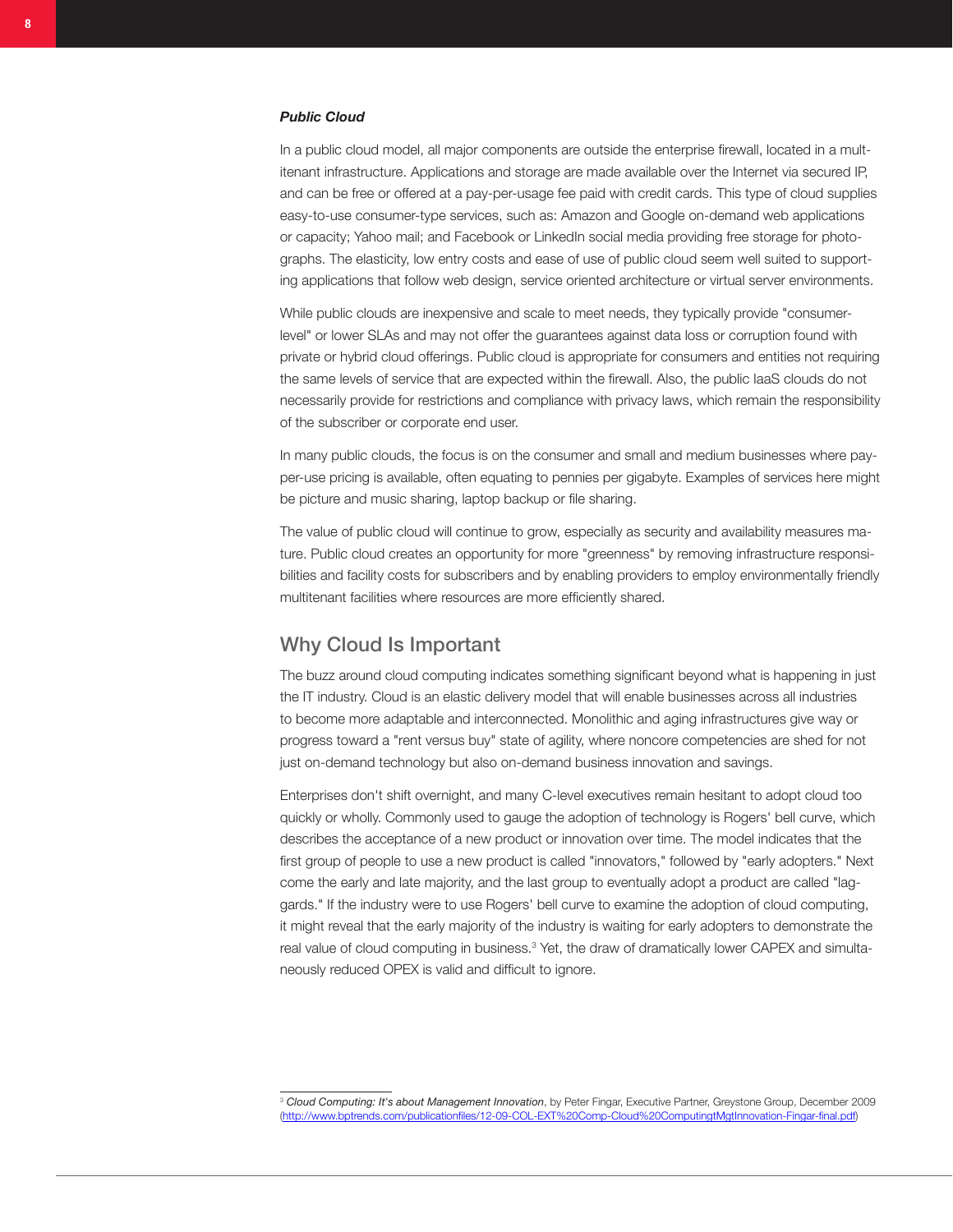***Public Cloud***

In a public cloud model, all major components are outside the enterprise firewall, located in a multitenant infrastructure. Applications and storage are made available over the Internet via secured IP, and can be free or offered at a pay-per-usage fee paid with credit cards. This type of cloud supplies easy-to-use consumer-type services, such as: Amazon and Google on-demand web applications or capacity; Yahoo mail; and Facebook or LinkedIn social media providing free storage for photographs. The elasticity, low entry costs and ease of use of public cloud seem well suited to supporting applications that follow web design, service oriented architecture or virtual server environments.

While public clouds are inexpensive and scale to meet needs, they typically provide "consumer-level" or lower SLAs and may not offer the guarantees against data loss or corruption found with private or hybrid cloud offerings. Public cloud is appropriate for consumers and entities not requiring the same levels of service that are expected within the firewall. Also, the public IaaS clouds do not necessarily provide for restrictions and compliance with privacy laws, which remain the responsibility of the subscriber or corporate end user.

In many public clouds, the focus is on the consumer and small and medium businesses where pay-per-use pricing is available, often equating to pennies per gigabyte. Examples of services here might be picture and music sharing, laptop backup or file sharing.

The value of public cloud will continue to grow, especially as security and availability measures mature. Public cloud creates an opportunity for more "greenness" by removing infrastructure responsibilities and facility costs for subscribers and by enabling providers to employ environmentally friendly multitenant facilities where resources are more efficiently shared.

## Why Cloud Is Important

The buzz around cloud computing indicates something significant beyond what is happening in just the IT industry. Cloud is an elastic delivery model that will enable businesses across all industries to become more adaptable and interconnected. Monolithic and aging infrastructures give way or progress toward a "rent versus buy" state of agility, where noncore competencies are shed for not just on-demand technology but also on-demand business innovation and savings.

Enterprises don't shift overnight, and many C-level executives remain hesitant to adopt cloud too quickly or wholly. Commonly used to gauge the adoption of technology is Rogers' bell curve, which describes the acceptance of a new product or innovation over time. The model indicates that the first group of people to use a new product is called "innovators," followed by "early adopters." Next come the early and late majority, and the last group to eventually adopt a product are called "laggards." If the industry were to use Rogers' bell curve to examine the adoption of cloud computing, it might reveal that the early majority of the industry is waiting for early adopters to demonstrate the real value of cloud computing in business.[3] Yet, the draw of dramatically lower CAPEX and simultaneously reduced OPEX is valid and difficult to ignore.

---

[3] *Cloud Computing: It's about Management Innovation*, by Peter Fingar, Executive Partner, Greystone Group, December 2009 (http://www.bptrends.com/publicationfiles/12-09-COL-EXT%20Comp-Cloud%20ComputingtMgtInnovation-Fingar-final.pdf)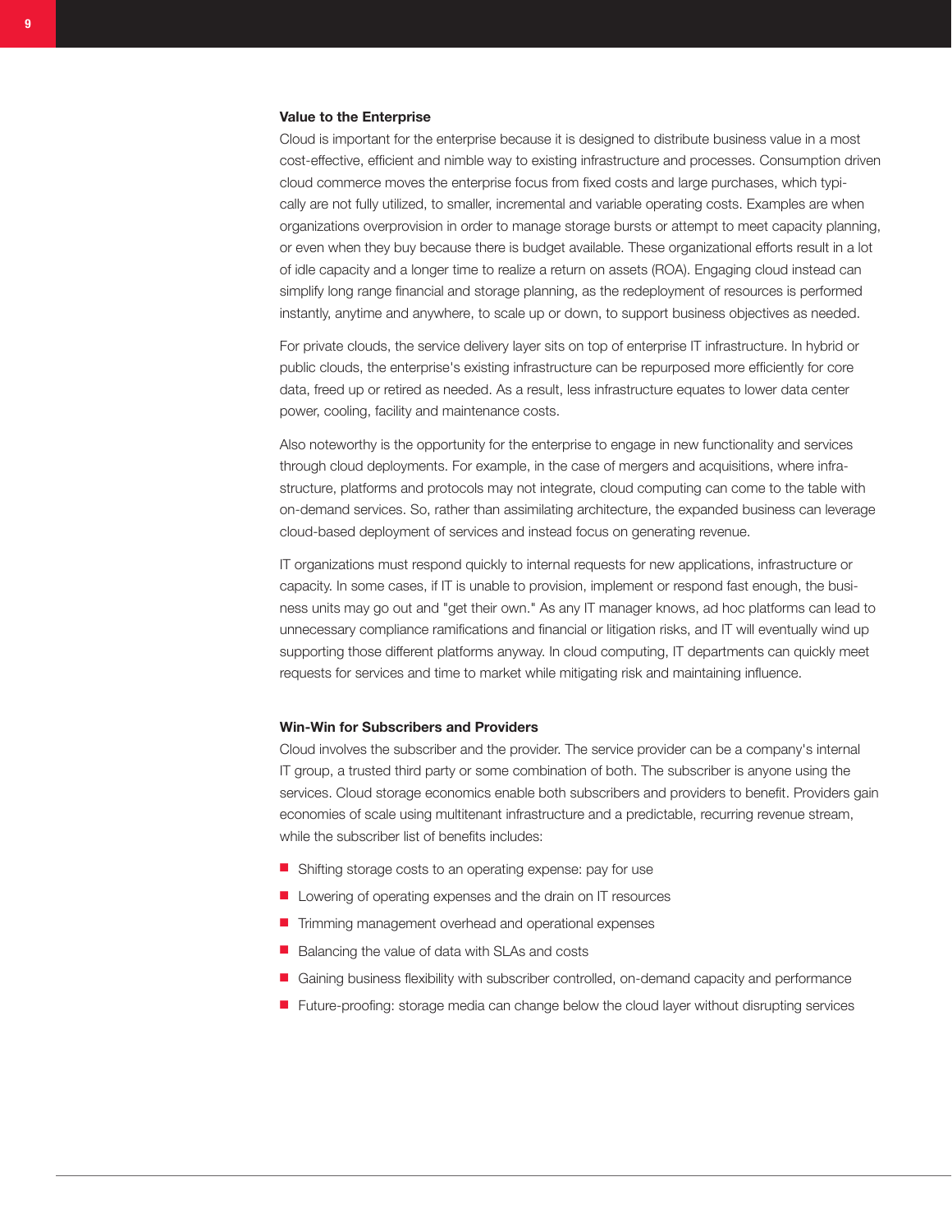### Value to the Enterprise

Cloud is important for the enterprise because it is designed to distribute business value in a most cost-effective, efficient and nimble way to existing infrastructure and processes. Consumption driven cloud commerce moves the enterprise focus from fixed costs and large purchases, which typically are not fully utilized, to smaller, incremental and variable operating costs. Examples are when organizations overprovision in order to manage storage bursts or attempt to meet capacity planning, or even when they buy because there is budget available. These organizational efforts result in a lot of idle capacity and a longer time to realize a return on assets (ROA). Engaging cloud instead can simplify long range financial and storage planning, as the redeployment of resources is performed instantly, anytime and anywhere, to scale up or down, to support business objectives as needed.

For private clouds, the service delivery layer sits on top of enterprise IT infrastructure. In hybrid or public clouds, the enterprise's existing infrastructure can be repurposed more efficiently for core data, freed up or retired as needed. As a result, less infrastructure equates to lower data center power, cooling, facility and maintenance costs.

Also noteworthy is the opportunity for the enterprise to engage in new functionality and services through cloud deployments. For example, in the case of mergers and acquisitions, where infrastructure, platforms and protocols may not integrate, cloud computing can come to the table with on-demand services. So, rather than assimilating architecture, the expanded business can leverage cloud-based deployment of services and instead focus on generating revenue.

IT organizations must respond quickly to internal requests for new applications, infrastructure or capacity. In some cases, if IT is unable to provision, implement or respond fast enough, the business units may go out and "get their own." As any IT manager knows, ad hoc platforms can lead to unnecessary compliance ramifications and financial or litigation risks, and IT will eventually wind up supporting those different platforms anyway. In cloud computing, IT departments can quickly meet requests for services and time to market while mitigating risk and maintaining influence.

### Win-Win for Subscribers and Providers

Cloud involves the subscriber and the provider. The service provider can be a company's internal IT group, a trusted third party or some combination of both. The subscriber is anyone using the services. Cloud storage economics enable both subscribers and providers to benefit. Providers gain economies of scale using multitenant infrastructure and a predictable, recurring revenue stream, while the subscriber list of benefits includes:

- Shifting storage costs to an operating expense: pay for use
- Lowering of operating expenses and the drain on IT resources
- Trimming management overhead and operational expenses
- Balancing the value of data with SLAs and costs
- Gaining business flexibility with subscriber controlled, on-demand capacity and performance
- Future-proofing: storage media can change below the cloud layer without disrupting services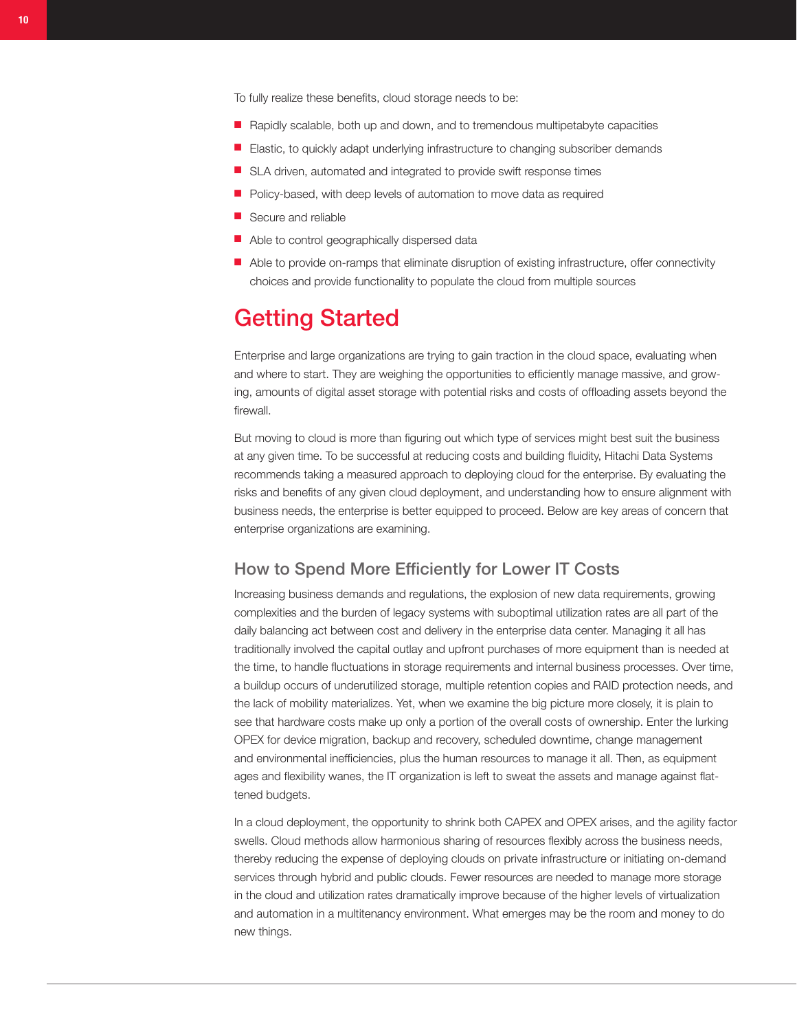To fully realize these benefits, cloud storage needs to be:

- Rapidly scalable, both up and down, and to tremendous multipetabyte capacities
- Elastic, to quickly adapt underlying infrastructure to changing subscriber demands
- SLA driven, automated and integrated to provide swift response times
- Policy-based, with deep levels of automation to move data as required
- Secure and reliable
- Able to control geographically dispersed data
- Able to provide on-ramps that eliminate disruption of existing infrastructure, offer connectivity choices and provide functionality to populate the cloud from multiple sources

# Getting Started

Enterprise and large organizations are trying to gain traction in the cloud space, evaluating when and where to start. They are weighing the opportunities to efficiently manage massive, and growing, amounts of digital asset storage with potential risks and costs of offloading assets beyond the firewall.

But moving to cloud is more than figuring out which type of services might best suit the business at any given time. To be successful at reducing costs and building fluidity, Hitachi Data Systems recommends taking a measured approach to deploying cloud for the enterprise. By evaluating the risks and benefits of any given cloud deployment, and understanding how to ensure alignment with business needs, the enterprise is better equipped to proceed. Below are key areas of concern that enterprise organizations are examining.

## How to Spend More Efficiently for Lower IT Costs

Increasing business demands and regulations, the explosion of new data requirements, growing complexities and the burden of legacy systems with suboptimal utilization rates are all part of the daily balancing act between cost and delivery in the enterprise data center. Managing it all has traditionally involved the capital outlay and upfront purchases of more equipment than is needed at the time, to handle fluctuations in storage requirements and internal business processes. Over time, a buildup occurs of underutilized storage, multiple retention copies and RAID protection needs, and the lack of mobility materializes. Yet, when we examine the big picture more closely, it is plain to see that hardware costs make up only a portion of the overall costs of ownership. Enter the lurking OPEX for device migration, backup and recovery, scheduled downtime, change management and environmental inefficiencies, plus the human resources to manage it all. Then, as equipment ages and flexibility wanes, the IT organization is left to sweat the assets and manage against flattened budgets.

In a cloud deployment, the opportunity to shrink both CAPEX and OPEX arises, and the agility factor swells. Cloud methods allow harmonious sharing of resources flexibly across the business needs, thereby reducing the expense of deploying clouds on private infrastructure or initiating on-demand services through hybrid and public clouds. Fewer resources are needed to manage more storage in the cloud and utilization rates dramatically improve because of the higher levels of virtualization and automation in a multitenancy environment. What emerges may be the room and money to do new things.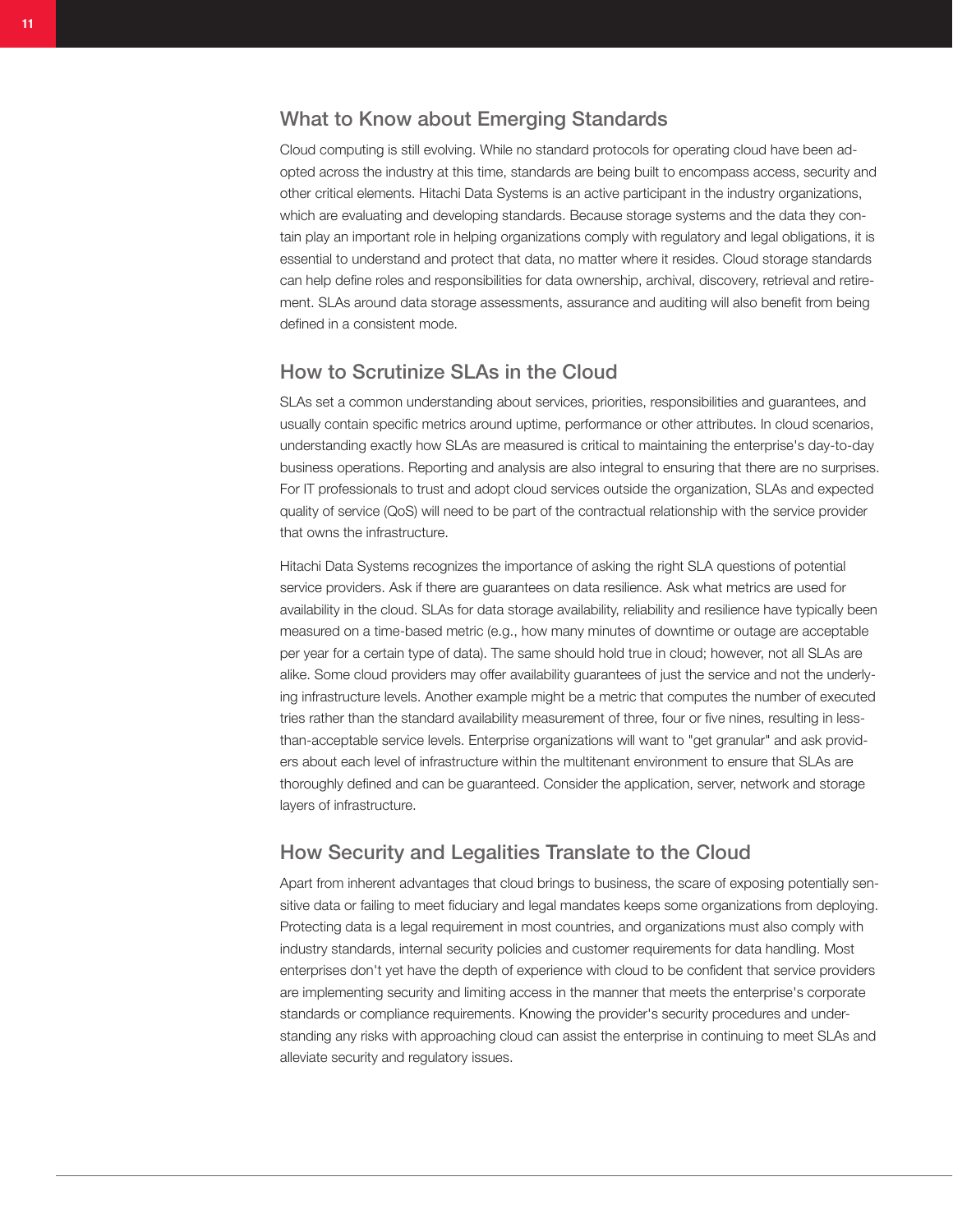## What to Know about Emerging Standards

Cloud computing is still evolving. While no standard protocols for operating cloud have been adopted across the industry at this time, standards are being built to encompass access, security and other critical elements. Hitachi Data Systems is an active participant in the industry organizations, which are evaluating and developing standards. Because storage systems and the data they contain play an important role in helping organizations comply with regulatory and legal obligations, it is essential to understand and protect that data, no matter where it resides. Cloud storage standards can help define roles and responsibilities for data ownership, archival, discovery, retrieval and retirement. SLAs around data storage assessments, assurance and auditing will also benefit from being defined in a consistent mode.

## How to Scrutinize SLAs in the Cloud

SLAs set a common understanding about services, priorities, responsibilities and guarantees, and usually contain specific metrics around uptime, performance or other attributes. In cloud scenarios, understanding exactly how SLAs are measured is critical to maintaining the enterprise's day-to-day business operations. Reporting and analysis are also integral to ensuring that there are no surprises. For IT professionals to trust and adopt cloud services outside the organization, SLAs and expected quality of service (QoS) will need to be part of the contractual relationship with the service provider that owns the infrastructure.

Hitachi Data Systems recognizes the importance of asking the right SLA questions of potential service providers. Ask if there are guarantees on data resilience. Ask what metrics are used for availability in the cloud. SLAs for data storage availability, reliability and resilience have typically been measured on a time-based metric (e.g., how many minutes of downtime or outage are acceptable per year for a certain type of data). The same should hold true in cloud; however, not all SLAs are alike. Some cloud providers may offer availability guarantees of just the service and not the underlying infrastructure levels. Another example might be a metric that computes the number of executed tries rather than the standard availability measurement of three, four or five nines, resulting in less-than-acceptable service levels. Enterprise organizations will want to "get granular" and ask providers about each level of infrastructure within the multitenant environment to ensure that SLAs are thoroughly defined and can be guaranteed. Consider the application, server, network and storage layers of infrastructure.

## How Security and Legalities Translate to the Cloud

Apart from inherent advantages that cloud brings to business, the scare of exposing potentially sensitive data or failing to meet fiduciary and legal mandates keeps some organizations from deploying. Protecting data is a legal requirement in most countries, and organizations must also comply with industry standards, internal security policies and customer requirements for data handling. Most enterprises don't yet have the depth of experience with cloud to be confident that service providers are implementing security and limiting access in the manner that meets the enterprise's corporate standards or compliance requirements. Knowing the provider's security procedures and understanding any risks with approaching cloud can assist the enterprise in continuing to meet SLAs and alleviate security and regulatory issues.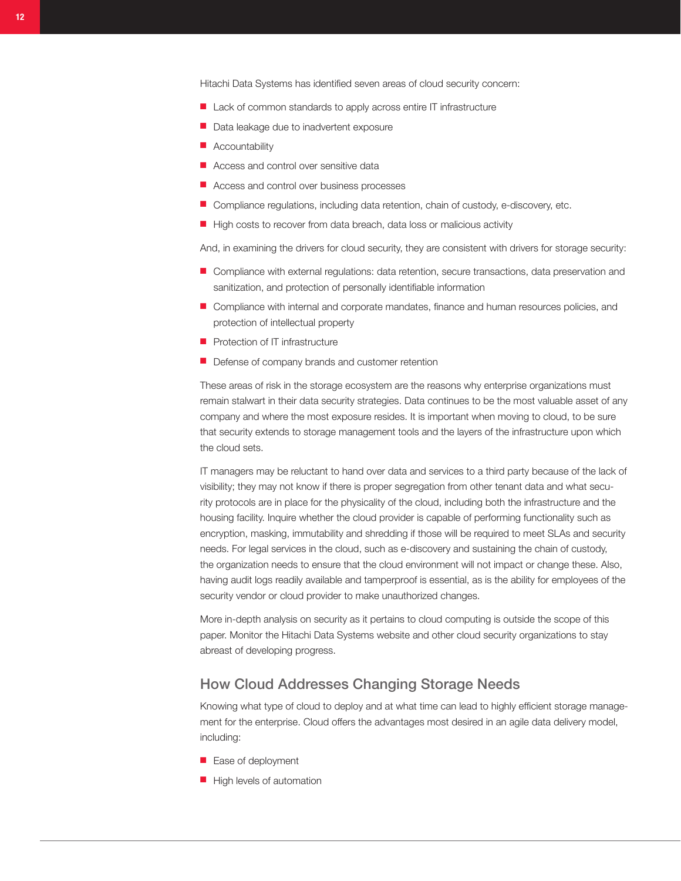Hitachi Data Systems has identified seven areas of cloud security concern:

- Lack of common standards to apply across entire IT infrastructure
- Data leakage due to inadvertent exposure
- Accountability
- Access and control over sensitive data
- Access and control over business processes
- Compliance regulations, including data retention, chain of custody, e-discovery, etc.
- High costs to recover from data breach, data loss or malicious activity

And, in examining the drivers for cloud security, they are consistent with drivers for storage security:

- Compliance with external regulations: data retention, secure transactions, data preservation and sanitization, and protection of personally identifiable information
- Compliance with internal and corporate mandates, finance and human resources policies, and protection of intellectual property
- Protection of IT infrastructure
- Defense of company brands and customer retention

These areas of risk in the storage ecosystem are the reasons why enterprise organizations must remain stalwart in their data security strategies. Data continues to be the most valuable asset of any company and where the most exposure resides. It is important when moving to cloud, to be sure that security extends to storage management tools and the layers of the infrastructure upon which the cloud sets.

IT managers may be reluctant to hand over data and services to a third party because of the lack of visibility; they may not know if there is proper segregation from other tenant data and what security protocols are in place for the physicality of the cloud, including both the infrastructure and the housing facility. Inquire whether the cloud provider is capable of performing functionality such as encryption, masking, immutability and shredding if those will be required to meet SLAs and security needs. For legal services in the cloud, such as e-discovery and sustaining the chain of custody, the organization needs to ensure that the cloud environment will not impact or change these. Also, having audit logs readily available and tamperproof is essential, as is the ability for employees of the security vendor or cloud provider to make unauthorized changes.

More in-depth analysis on security as it pertains to cloud computing is outside the scope of this paper. Monitor the Hitachi Data Systems website and other cloud security organizations to stay abreast of developing progress.

## How Cloud Addresses Changing Storage Needs

Knowing what type of cloud to deploy and at what time can lead to highly efficient storage management for the enterprise. Cloud offers the advantages most desired in an agile data delivery model, including:

- Ease of deployment
- High levels of automation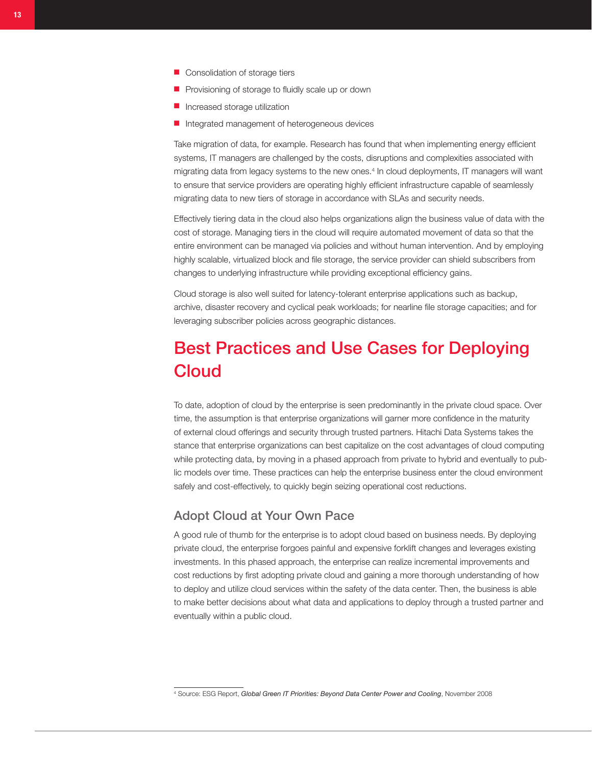- Consolidation of storage tiers
- Provisioning of storage to fluidly scale up or down
- Increased storage utilization
- Integrated management of heterogeneous devices

Take migration of data, for example. Research has found that when implementing energy efficient systems, IT managers are challenged by the costs, disruptions and complexities associated with migrating data from legacy systems to the new ones.[4] In cloud deployments, IT managers will want to ensure that service providers are operating highly efficient infrastructure capable of seamlessly migrating data to new tiers of storage in accordance with SLAs and security needs.

Effectively tiering data in the cloud also helps organizations align the business value of data with the cost of storage. Managing tiers in the cloud will require automated movement of data so that the entire environment can be managed via policies and without human intervention. And by employing highly scalable, virtualized block and file storage, the service provider can shield subscribers from changes to underlying infrastructure while providing exceptional efficiency gains.

Cloud storage is also well suited for latency-tolerant enterprise applications such as backup, archive, disaster recovery and cyclical peak workloads; for nearline file storage capacities; and for leveraging subscriber policies across geographic distances.

# Best Practices and Use Cases for Deploying Cloud

To date, adoption of cloud by the enterprise is seen predominantly in the private cloud space. Over time, the assumption is that enterprise organizations will garner more confidence in the maturity of external cloud offerings and security through trusted partners. Hitachi Data Systems takes the stance that enterprise organizations can best capitalize on the cost advantages of cloud computing while protecting data, by moving in a phased approach from private to hybrid and eventually to public models over time. These practices can help the enterprise business enter the cloud environment safely and cost-effectively, to quickly begin seizing operational cost reductions.

## Adopt Cloud at Your Own Pace

A good rule of thumb for the enterprise is to adopt cloud based on business needs. By deploying private cloud, the enterprise forgoes painful and expensive forklift changes and leverages existing investments. In this phased approach, the enterprise can realize incremental improvements and cost reductions by first adopting private cloud and gaining a more thorough understanding of how to deploy and utilize cloud services within the safety of the data center. Then, the business is able to make better decisions about what data and applications to deploy through a trusted partner and eventually within a public cloud.

[4] Source: ESG Report, *Global Green IT Priorities: Beyond Data Center Power and Cooling*, November 2008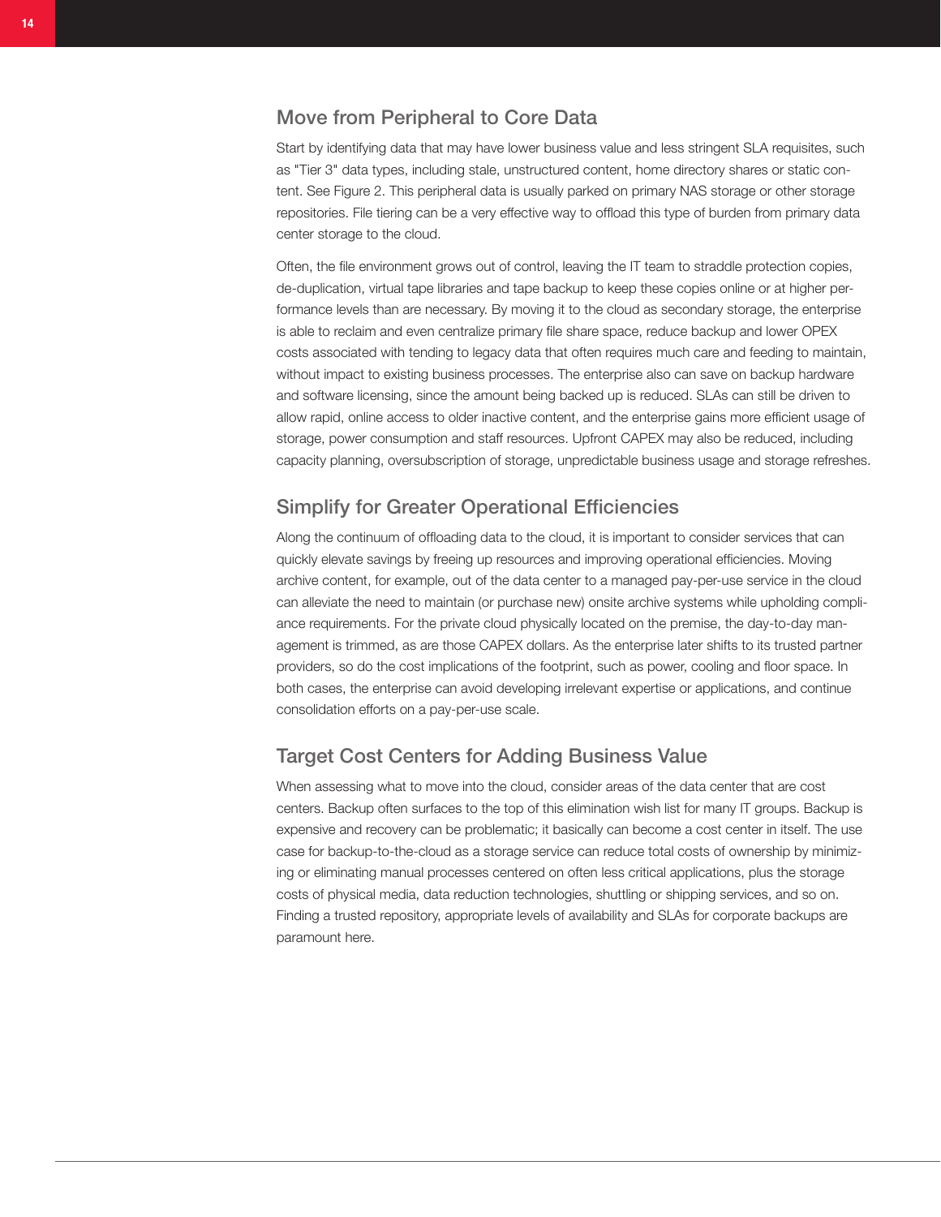## Move from Peripheral to Core Data

Start by identifying data that may have lower business value and less stringent SLA requisites, such as "Tier 3" data types, including stale, unstructured content, home directory shares or static content. See Figure 2. This peripheral data is usually parked on primary NAS storage or other storage repositories. File tiering can be a very effective way to offload this type of burden from primary data center storage to the cloud.

Often, the file environment grows out of control, leaving the IT team to straddle protection copies, de-duplication, virtual tape libraries and tape backup to keep these copies online or at higher performance levels than are necessary. By moving it to the cloud as secondary storage, the enterprise is able to reclaim and even centralize primary file share space, reduce backup and lower OPEX costs associated with tending to legacy data that often requires much care and feeding to maintain, without impact to existing business processes. The enterprise also can save on backup hardware and software licensing, since the amount being backed up is reduced. SLAs can still be driven to allow rapid, online access to older inactive content, and the enterprise gains more efficient usage of storage, power consumption and staff resources. Upfront CAPEX may also be reduced, including capacity planning, oversubscription of storage, unpredictable business usage and storage refreshes.

## Simplify for Greater Operational Efficiencies

Along the continuum of offloading data to the cloud, it is important to consider services that can quickly elevate savings by freeing up resources and improving operational efficiencies. Moving archive content, for example, out of the data center to a managed pay-per-use service in the cloud can alleviate the need to maintain (or purchase new) onsite archive systems while upholding compliance requirements. For the private cloud physically located on the premise, the day-to-day management is trimmed, as are those CAPEX dollars. As the enterprise later shifts to its trusted partner providers, so do the cost implications of the footprint, such as power, cooling and floor space. In both cases, the enterprise can avoid developing irrelevant expertise or applications, and continue consolidation efforts on a pay-per-use scale.

## Target Cost Centers for Adding Business Value

When assessing what to move into the cloud, consider areas of the data center that are cost centers. Backup often surfaces to the top of this elimination wish list for many IT groups. Backup is expensive and recovery can be problematic; it basically can become a cost center in itself. The use case for backup-to-the-cloud as a storage service can reduce total costs of ownership by minimizing or eliminating manual processes centered on often less critical applications, plus the storage costs of physical media, data reduction technologies, shuttling or shipping services, and so on. Finding a trusted repository, appropriate levels of availability and SLAs for corporate backups are paramount here.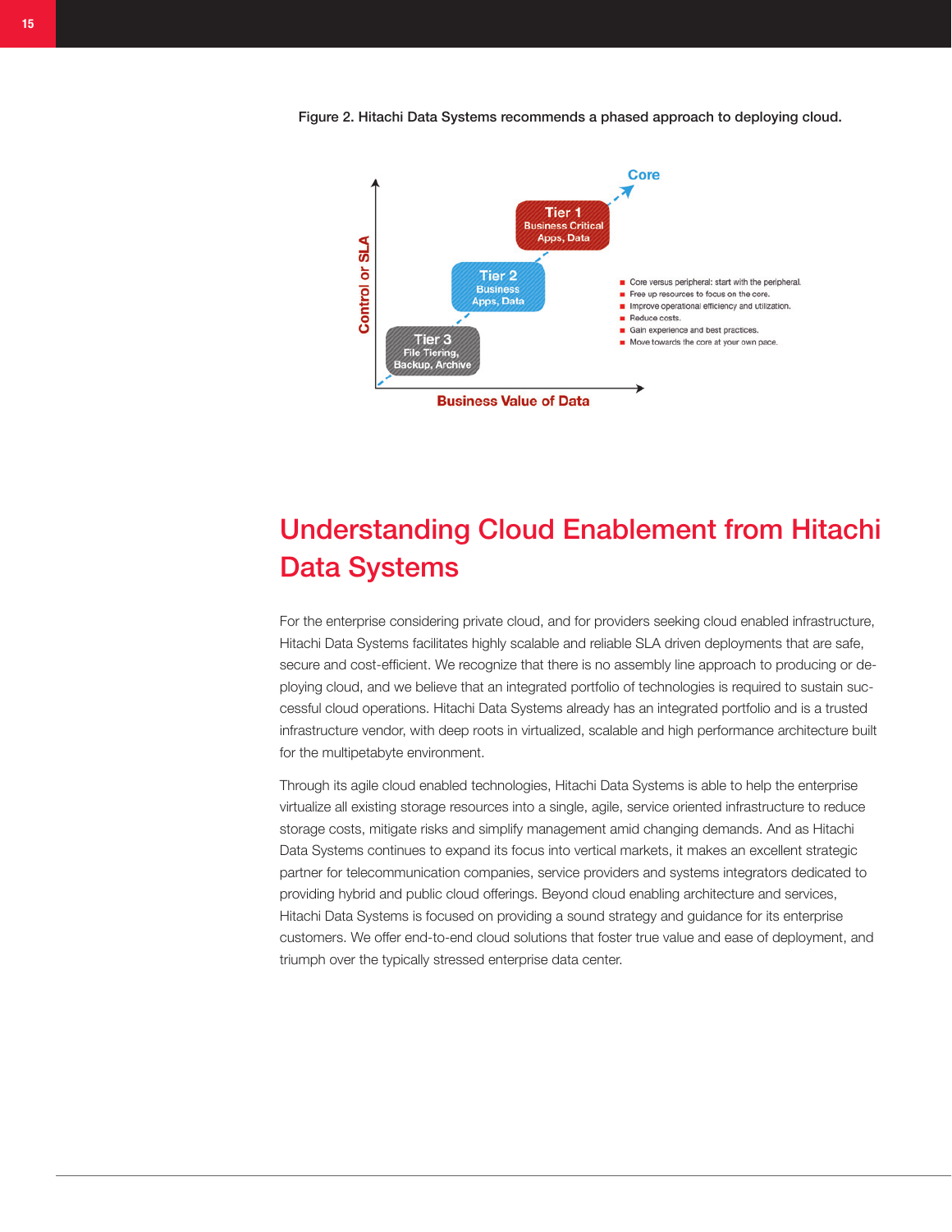Figure 2. Hitachi Data Systems recommends a phased approach to deploying cloud.

- Core versus peripheral: start with the peripheral.
- Free up resources to focus on the core.
- Improve operational efficiency and utilization.
- Reduce costs.
- Gain experience and best practices.
- Move towards the core at your own pace.

## Understanding Cloud Enablement from Hitachi Data Systems

For the enterprise considering private cloud, and for providers seeking cloud enabled infrastructure, Hitachi Data Systems facilitates highly scalable and reliable SLA driven deployments that are safe, secure and cost-efficient. We recognize that there is no assembly line approach to producing or deploying cloud, and we believe that an integrated portfolio of technologies is required to sustain successful cloud operations. Hitachi Data Systems already has an integrated portfolio and is a trusted infrastructure vendor, with deep roots in virtualized, scalable and high performance architecture built for the multipetabyte environment.

Through its agile cloud enabled technologies, Hitachi Data Systems is able to help the enterprise virtualize all existing storage resources into a single, agile, service oriented infrastructure to reduce storage costs, mitigate risks and simplify management amid changing demands. And as Hitachi Data Systems continues to expand its focus into vertical markets, it makes an excellent strategic partner for telecommunication companies, service providers and systems integrators dedicated to providing hybrid and public cloud offerings. Beyond cloud enabling architecture and services, Hitachi Data Systems is focused on providing a sound strategy and guidance for its enterprise customers. We offer end-to-end cloud solutions that foster true value and ease of deployment, and triumph over the typically stressed enterprise data center.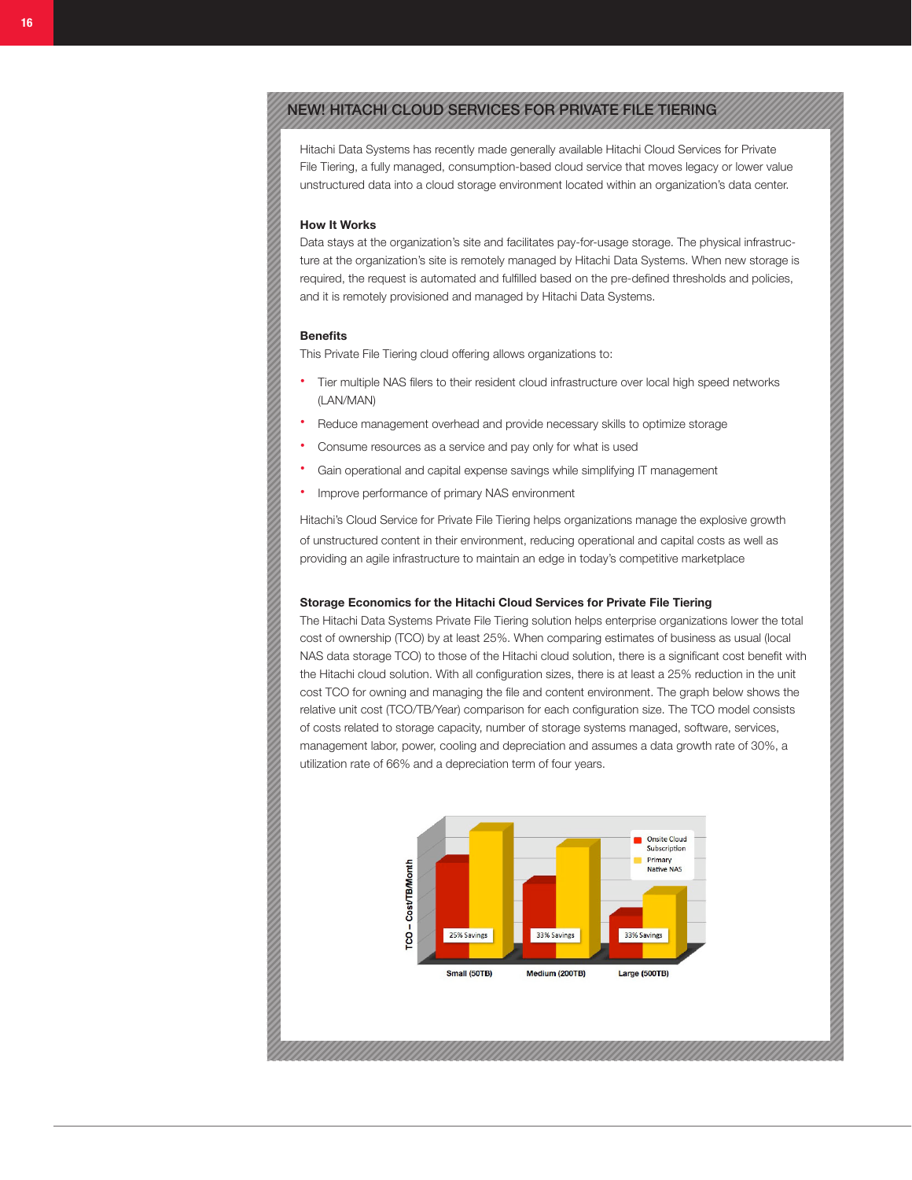## NEW! HITACHI CLOUD SERVICES FOR PRIVATE FILE TIERING

Hitachi Data Systems has recently made generally available Hitachi Cloud Services for Private File Tiering, a fully managed, consumption-based cloud service that moves legacy or lower value unstructured data into a cloud storage environment located within an organization's data center.

**How It Works**

Data stays at the organization's site and facilitates pay-for-usage storage. The physical infrastructure at the organization's site is remotely managed by Hitachi Data Systems. When new storage is required, the request is automated and fulfilled based on the pre-defined thresholds and policies, and it is remotely provisioned and managed by Hitachi Data Systems.

**Benefits**

This Private File Tiering cloud offering allows organizations to:

- Tier multiple NAS filers to their resident cloud infrastructure over local high speed networks (LAN/MAN)
- Reduce management overhead and provide necessary skills to optimize storage
- Consume resources as a service and pay only for what is used
- Gain operational and capital expense savings while simplifying IT management
- Improve performance of primary NAS environment

Hitachi's Cloud Service for Private File Tiering helps organizations manage the explosive growth of unstructured content in their environment, reducing operational and capital costs as well as providing an agile infrastructure to maintain an edge in today's competitive marketplace

**Storage Economics for the Hitachi Cloud Services for Private File Tiering**

The Hitachi Data Systems Private File Tiering solution helps enterprise organizations lower the total cost of ownership (TCO) by at least 25%. When comparing estimates of business as usual (local NAS data storage TCO) to those of the Hitachi cloud solution, there is a significant cost benefit with the Hitachi cloud solution. With all configuration sizes, there is at least a 25% reduction in the unit cost TCO for owning and managing the file and content environment. The graph below shows the relative unit cost (TCO/TB/Year) comparison for each configuration size. The TCO model consists of costs related to storage capacity, number of storage systems managed, software, services, management labor, power, cooling and depreciation and assumes a data growth rate of 30%, a utilization rate of 66% and a depreciation term of four years.

| Configuration | Savings |
|---|---|
| Small (50TB) | 25% Savings |
| Medium (200TB) | 33% Savings |
| Large (500TB) | 33% Savings |

TCO – Cost/TB/Month — Onsite Cloud Subscription vs. Primary Native NAS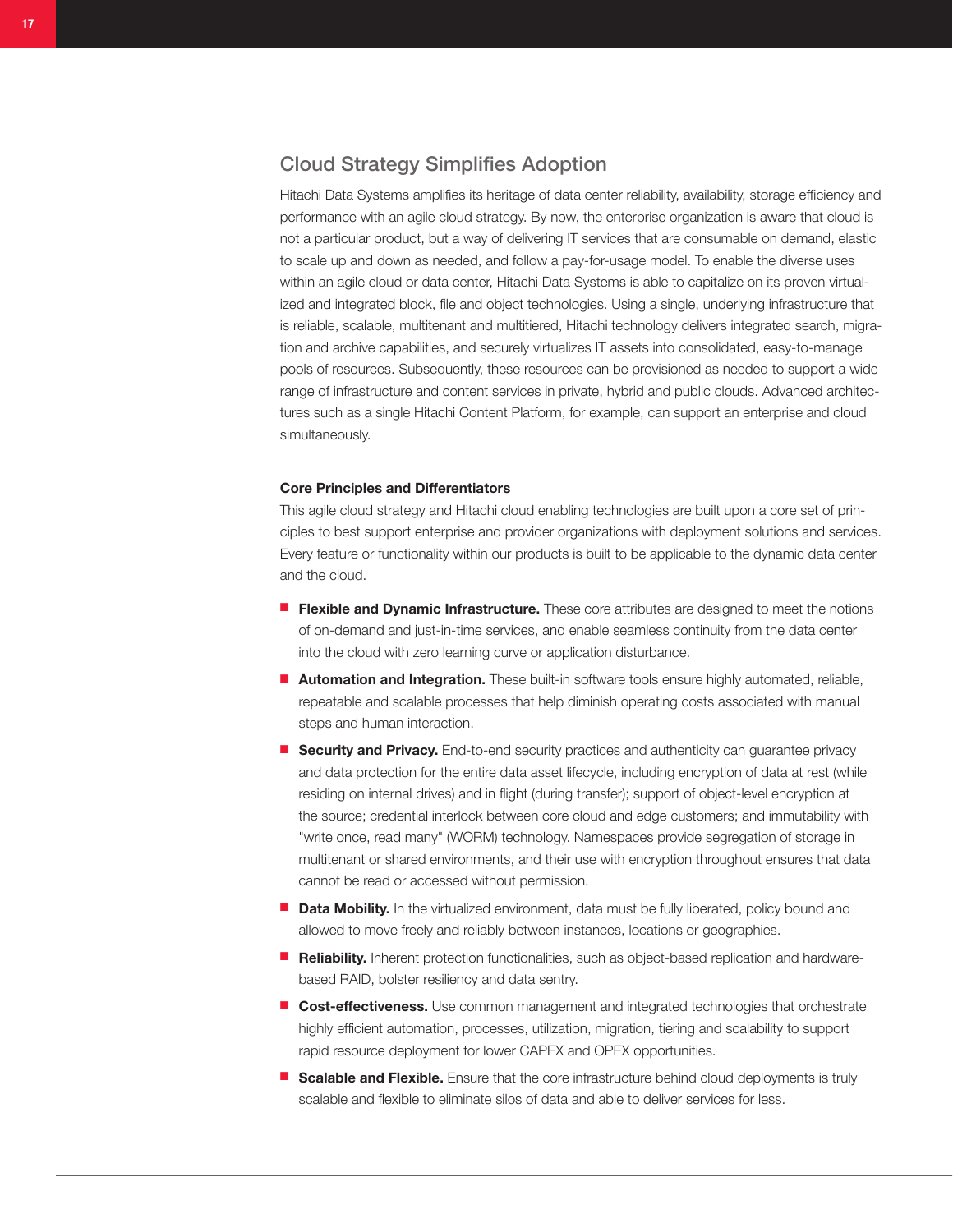## Cloud Strategy Simplifies Adoption

Hitachi Data Systems amplifies its heritage of data center reliability, availability, storage efficiency and performance with an agile cloud strategy. By now, the enterprise organization is aware that cloud is not a particular product, but a way of delivering IT services that are consumable on demand, elastic to scale up and down as needed, and follow a pay-for-usage model. To enable the diverse uses within an agile cloud or data center, Hitachi Data Systems is able to capitalize on its proven virtualized and integrated block, file and object technologies. Using a single, underlying infrastructure that is reliable, scalable, multitenant and multitiered, Hitachi technology delivers integrated search, migration and archive capabilities, and securely virtualizes IT assets into consolidated, easy-to-manage pools of resources. Subsequently, these resources can be provisioned as needed to support a wide range of infrastructure and content services in private, hybrid and public clouds. Advanced architectures such as a single Hitachi Content Platform, for example, can support an enterprise and cloud simultaneously.

### Core Principles and Differentiators

This agile cloud strategy and Hitachi cloud enabling technologies are built upon a core set of principles to best support enterprise and provider organizations with deployment solutions and services. Every feature or functionality within our products is built to be applicable to the dynamic data center and the cloud.

- **Flexible and Dynamic Infrastructure.** These core attributes are designed to meet the notions of on-demand and just-in-time services, and enable seamless continuity from the data center into the cloud with zero learning curve or application disturbance.
- **Automation and Integration.** These built-in software tools ensure highly automated, reliable, repeatable and scalable processes that help diminish operating costs associated with manual steps and human interaction.
- **Security and Privacy.** End-to-end security practices and authenticity can guarantee privacy and data protection for the entire data asset lifecycle, including encryption of data at rest (while residing on internal drives) and in flight (during transfer); support of object-level encryption at the source; credential interlock between core cloud and edge customers; and immutability with "write once, read many" (WORM) technology. Namespaces provide segregation of storage in multitenant or shared environments, and their use with encryption throughout ensures that data cannot be read or accessed without permission.
- **Data Mobility.** In the virtualized environment, data must be fully liberated, policy bound and allowed to move freely and reliably between instances, locations or geographies.
- **Reliability.** Inherent protection functionalities, such as object-based replication and hardware-based RAID, bolster resiliency and data sentry.
- **Cost-effectiveness.** Use common management and integrated technologies that orchestrate highly efficient automation, processes, utilization, migration, tiering and scalability to support rapid resource deployment for lower CAPEX and OPEX opportunities.
- **Scalable and Flexible.** Ensure that the core infrastructure behind cloud deployments is truly scalable and flexible to eliminate silos of data and able to deliver services for less.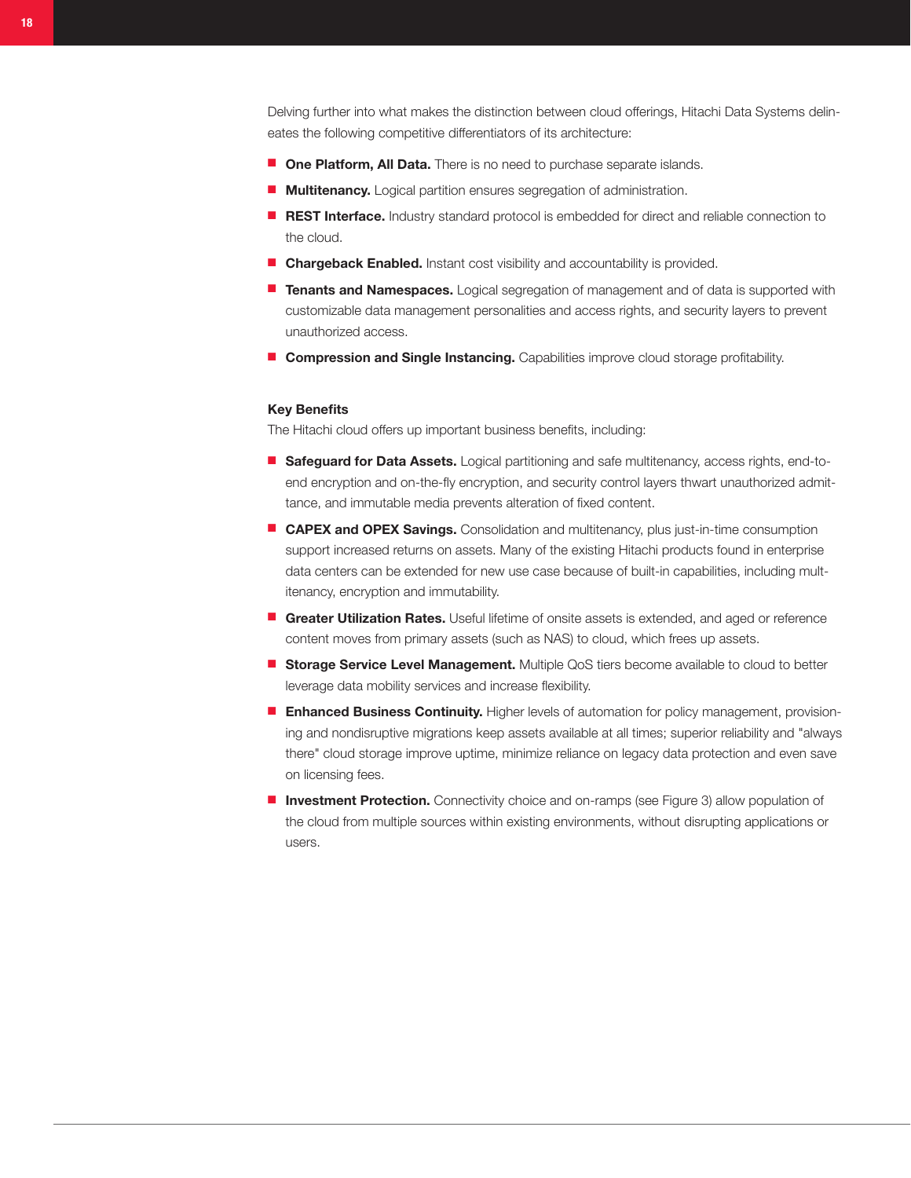Delving further into what makes the distinction between cloud offerings, Hitachi Data Systems delineates the following competitive differentiators of its architecture:

- **One Platform, All Data.** There is no need to purchase separate islands.
- **Multitenancy.** Logical partition ensures segregation of administration.
- **REST Interface.** Industry standard protocol is embedded for direct and reliable connection to the cloud.
- **Chargeback Enabled.** Instant cost visibility and accountability is provided.
- **Tenants and Namespaces.** Logical segregation of management and of data is supported with customizable data management personalities and access rights, and security layers to prevent unauthorized access.
- **Compression and Single Instancing.** Capabilities improve cloud storage profitability.

### Key Benefits

The Hitachi cloud offers up important business benefits, including:

- **Safeguard for Data Assets.** Logical partitioning and safe multitenancy, access rights, end-to-end encryption and on-the-fly encryption, and security control layers thwart unauthorized admittance, and immutable media prevents alteration of fixed content.
- **CAPEX and OPEX Savings.** Consolidation and multitenancy, plus just-in-time consumption support increased returns on assets. Many of the existing Hitachi products found in enterprise data centers can be extended for new use case because of built-in capabilities, including multitenancy, encryption and immutability.
- **Greater Utilization Rates.** Useful lifetime of onsite assets is extended, and aged or reference content moves from primary assets (such as NAS) to cloud, which frees up assets.
- **Storage Service Level Management.** Multiple QoS tiers become available to cloud to better leverage data mobility services and increase flexibility.
- **Enhanced Business Continuity.** Higher levels of automation for policy management, provisioning and nondisruptive migrations keep assets available at all times; superior reliability and "always there" cloud storage improve uptime, minimize reliance on legacy data protection and even save on licensing fees.
- **Investment Protection.** Connectivity choice and on-ramps (see Figure 3) allow population of the cloud from multiple sources within existing environments, without disrupting applications or users.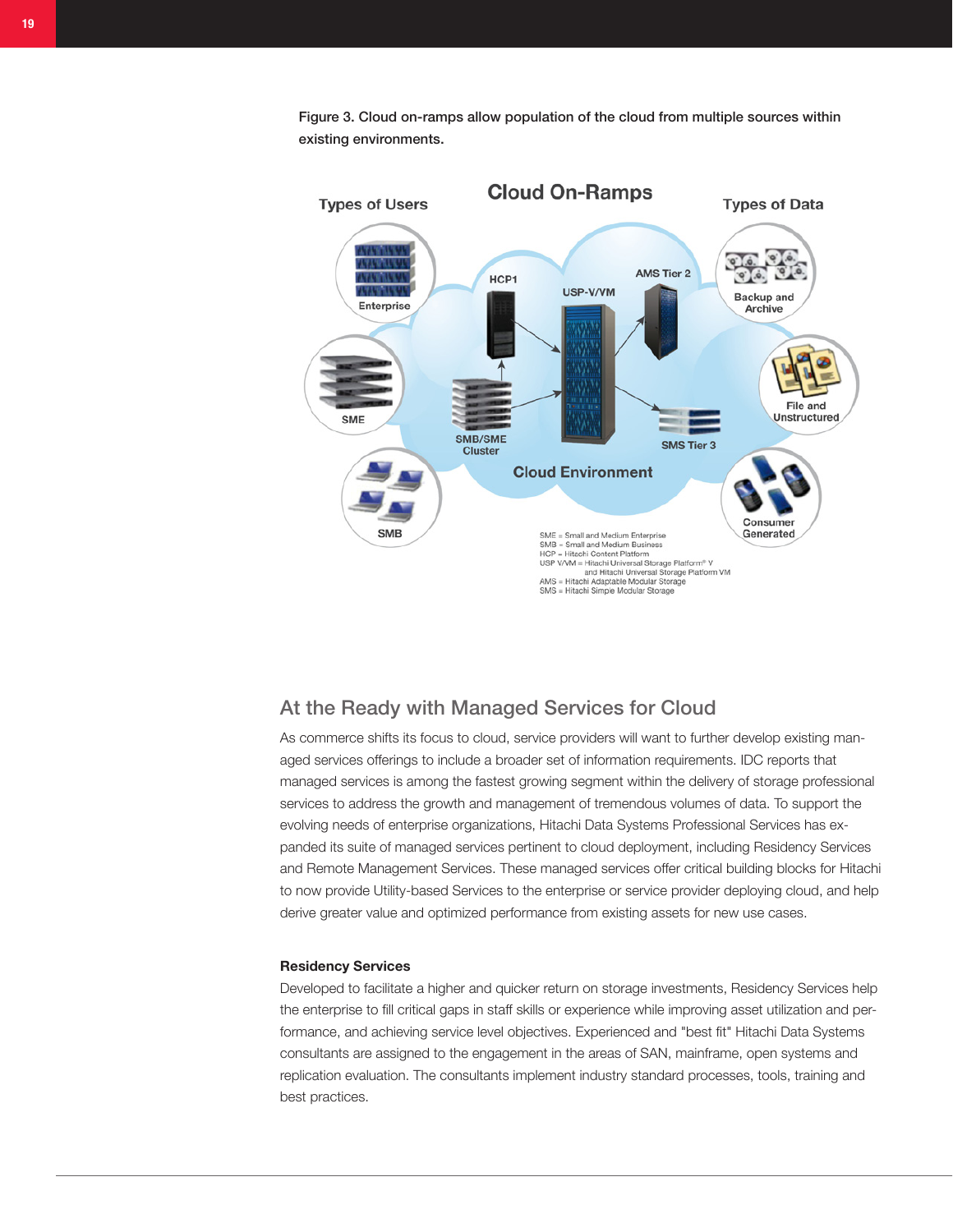Figure 3. Cloud on-ramps allow population of the cloud from multiple sources within existing environments.

## At the Ready with Managed Services for Cloud

As commerce shifts its focus to cloud, service providers will want to further develop existing managed services offerings to include a broader set of information requirements. IDC reports that managed services is among the fastest growing segment within the delivery of storage professional services to address the growth and management of tremendous volumes of data. To support the evolving needs of enterprise organizations, Hitachi Data Systems Professional Services has expanded its suite of managed services pertinent to cloud deployment, including Residency Services and Remote Management Services. These managed services offer critical building blocks for Hitachi to now provide Utility-based Services to the enterprise or service provider deploying cloud, and help derive greater value and optimized performance from existing assets for new use cases.

### Residency Services

Developed to facilitate a higher and quicker return on storage investments, Residency Services help the enterprise to fill critical gaps in staff skills or experience while improving asset utilization and performance, and achieving service level objectives. Experienced and "best fit" Hitachi Data Systems consultants are assigned to the engagement in the areas of SAN, mainframe, open systems and replication evaluation. The consultants implement industry standard processes, tools, training and best practices.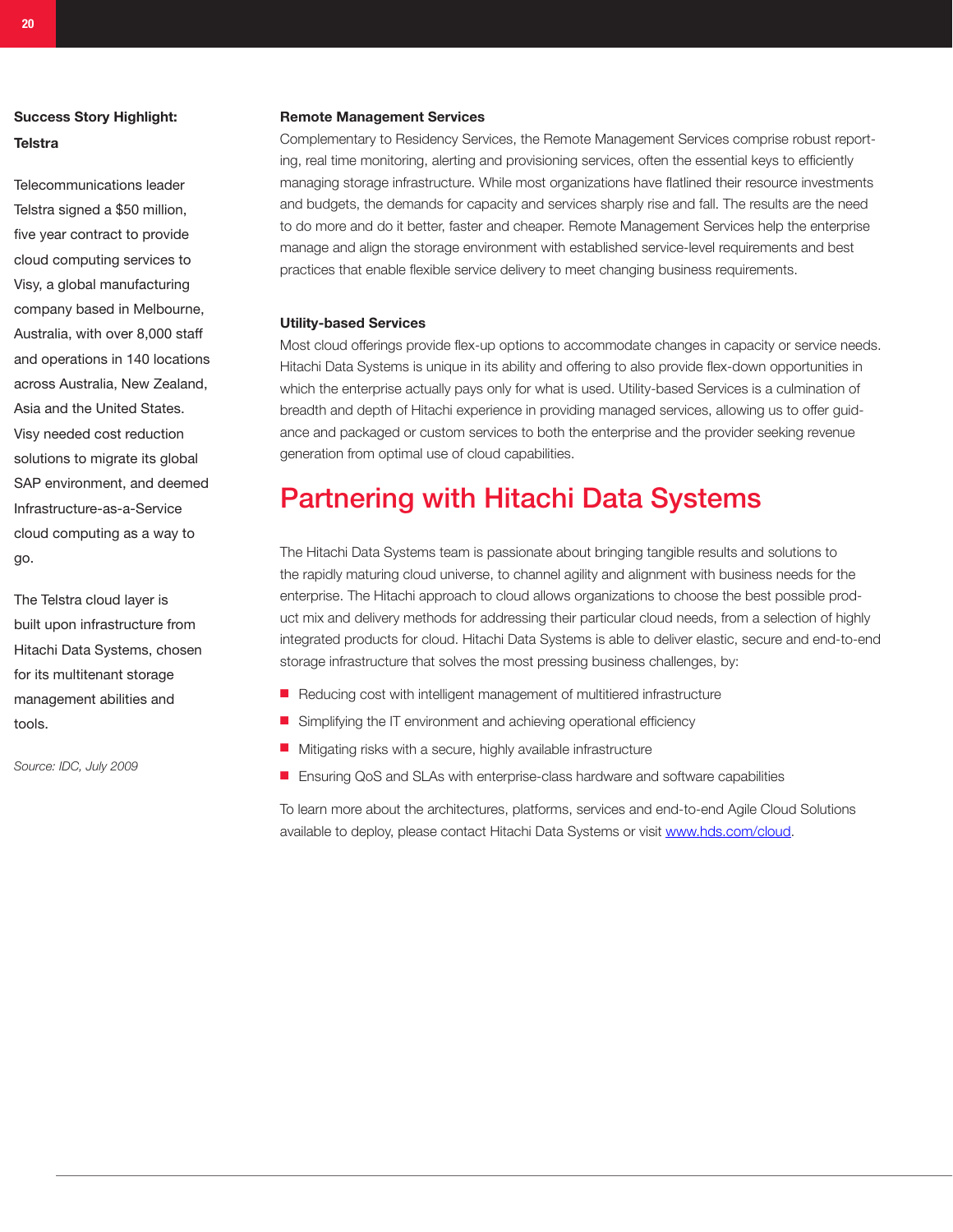**Success Story Highlight: Telstra**

Telecommunications leader Telstra signed a $50 million, five year contract to provide cloud computing services to Visy, a global manufacturing company based in Melbourne, Australia, with over 8,000 staff and operations in 140 locations across Australia, New Zealand, Asia and the United States. Visy needed cost reduction solutions to migrate its global SAP environment, and deemed Infrastructure-as-a-Service cloud computing as a way to go.

The Telstra cloud layer is built upon infrastructure from Hitachi Data Systems, chosen for its multitenant storage management abilities and tools.

*Source: IDC, July 2009*

**Remote Management Services**

Complementary to Residency Services, the Remote Management Services comprise robust reporting, real time monitoring, alerting and provisioning services, often the essential keys to efficiently managing storage infrastructure. While most organizations have flatlined their resource investments and budgets, the demands for capacity and services sharply rise and fall. The results are the need to do more and do it better, faster and cheaper. Remote Management Services help the enterprise manage and align the storage environment with established service-level requirements and best practices that enable flexible service delivery to meet changing business requirements.

**Utility-based Services**

Most cloud offerings provide flex-up options to accommodate changes in capacity or service needs. Hitachi Data Systems is unique in its ability and offering to also provide flex-down opportunities in which the enterprise actually pays only for what is used. Utility-based Services is a culmination of breadth and depth of Hitachi experience in providing managed services, allowing us to offer guidance and packaged or custom services to both the enterprise and the provider seeking revenue generation from optimal use of cloud capabilities.

## Partnering with Hitachi Data Systems

The Hitachi Data Systems team is passionate about bringing tangible results and solutions to the rapidly maturing cloud universe, to channel agility and alignment with business needs for the enterprise. The Hitachi approach to cloud allows organizations to choose the best possible product mix and delivery methods for addressing their particular cloud needs, from a selection of highly integrated products for cloud. Hitachi Data Systems is able to deliver elastic, secure and end-to-end storage infrastructure that solves the most pressing business challenges, by:

- Reducing cost with intelligent management of multitiered infrastructure
- Simplifying the IT environment and achieving operational efficiency
- Mitigating risks with a secure, highly available infrastructure
- Ensuring QoS and SLAs with enterprise-class hardware and software capabilities

To learn more about the architectures, platforms, services and end-to-end Agile Cloud Solutions available to deploy, please contact Hitachi Data Systems or visit [www.hds.com/cloud](http://www.hds.com/cloud).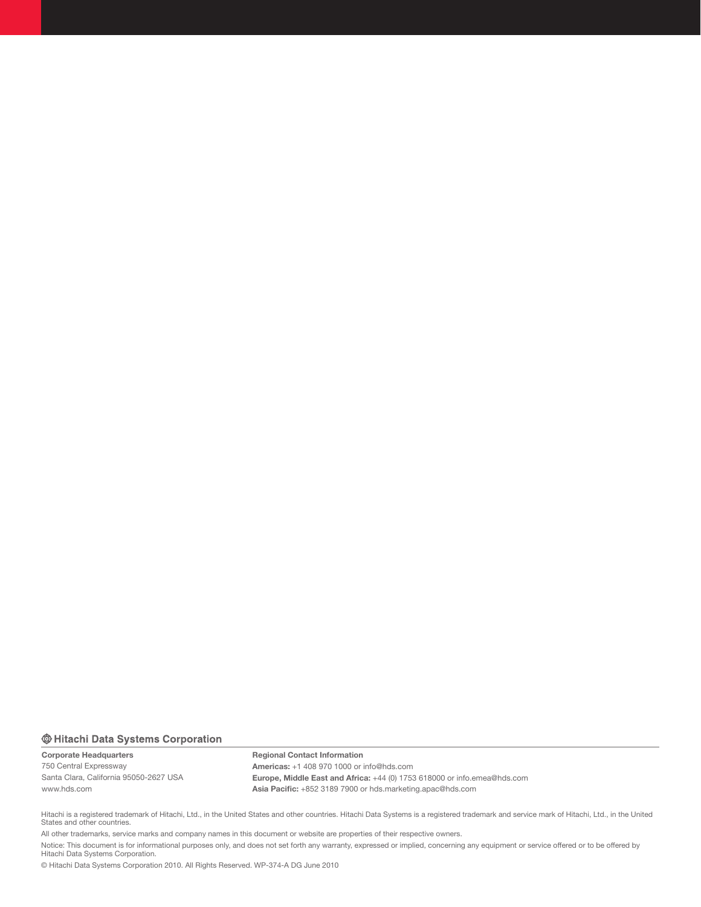Hitachi Data Systems Corporation

**Corporate Headquarters**
750 Central Expressway
Santa Clara, California 95050-2627 USA
www.hds.com

**Regional Contact Information**
**Americas:** +1 408 970 1000 or info@hds.com
**Europe, Middle East and Africa:** +44 (0) 1753 618000 or info.emea@hds.com
**Asia Pacific:** +852 3189 7900 or hds.marketing.apac@hds.com

Hitachi is a registered trademark of Hitachi, Ltd., in the United States and other countries. Hitachi Data Systems is a registered trademark and service mark of Hitachi, Ltd., in the United States and other countries.

All other trademarks, service marks and company names in this document or website are properties of their respective owners.

Notice: This document is for informational purposes only, and does not set forth any warranty, expressed or implied, concerning any equipment or service offered or to be offered by Hitachi Data Systems Corporation.

© Hitachi Data Systems Corporation 2010. All Rights Reserved. WP-374-A DG June 2010